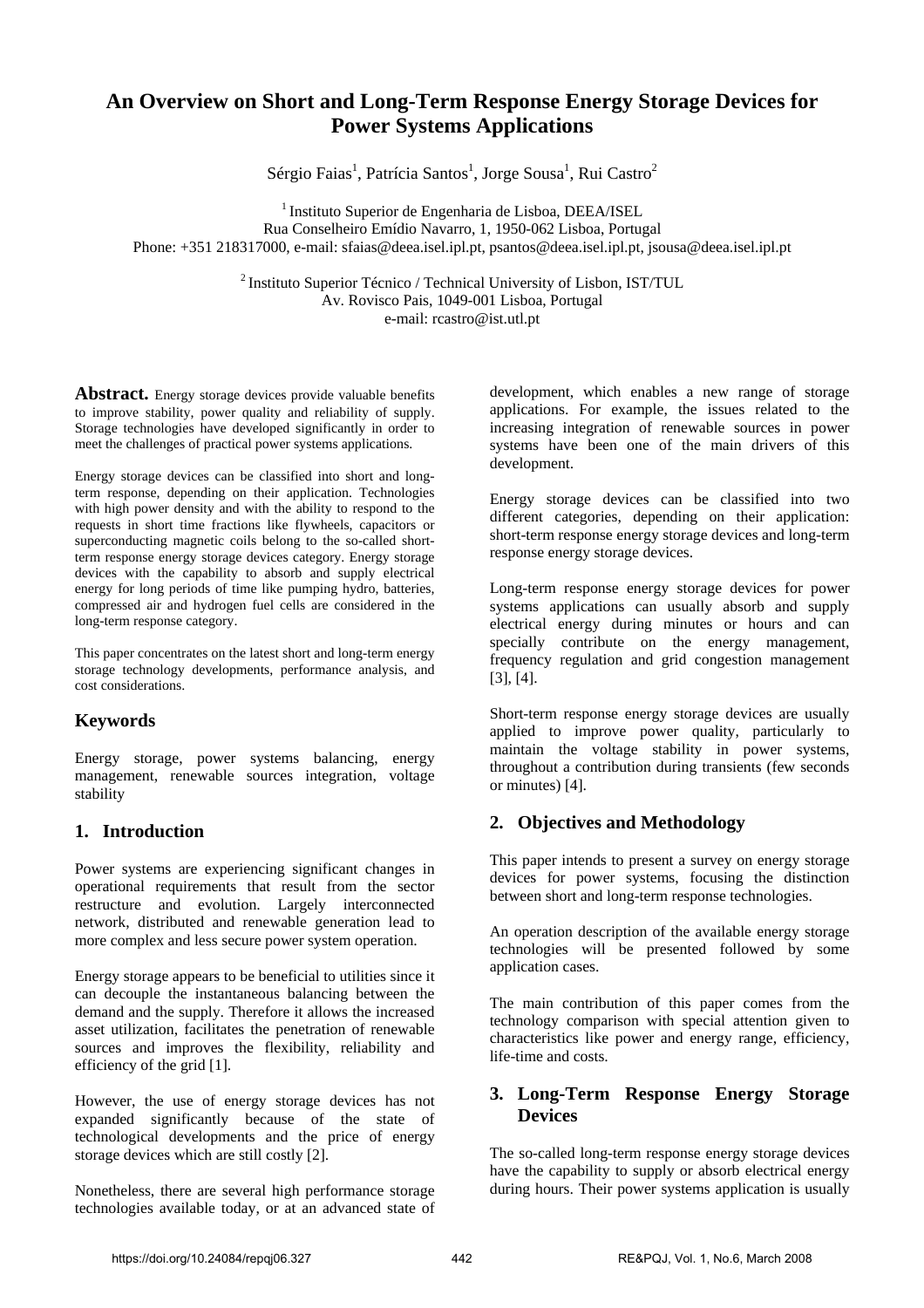# An Overview on Short and Long-Term Response Energy Storage Devices for Power Systems Applications

Sérgio Faias[1], Patrícia Santos[1], Jorge Sousa[1], Rui Castro[2]

[1] Instituto Superior de Engenharia de Lisboa, DEEA/ISEL
Rua Conselheiro Emídio Navarro, 1, 1950-062 Lisboa, Portugal
Phone: +351 218317000, e-mail: sfaias@deea.isel.ipl.pt, psantos@deea.isel.ipl.pt, jsousa@deea.isel.ipl.pt

[2] Instituto Superior Técnico / Technical University of Lisbon, IST/TUL
Av. Rovisco Pais, 1049-001 Lisboa, Portugal
e-mail: rcastro@ist.utl.pt

**Abstract.** Energy storage devices provide valuable benefits to improve stability, power quality and reliability of supply. Storage technologies have developed significantly in order to meet the challenges of practical power systems applications.

Energy storage devices can be classified into short and long-term response, depending on their application. Technologies with high power density and with the ability to respond to the requests in short time fractions like flywheels, capacitors or superconducting magnetic coils belong to the so-called short-term response energy storage devices category. Energy storage devices with the capability to absorb and supply electrical energy for long periods of time like pumping hydro, batteries, compressed air and hydrogen fuel cells are considered in the long-term response category.

This paper concentrates on the latest short and long-term energy storage technology developments, performance analysis, and cost considerations.

## Keywords

Energy storage, power systems balancing, energy management, renewable sources integration, voltage stability

## 1. Introduction

Power systems are experiencing significant changes in operational requirements that result from the sector restructure and evolution. Largely interconnected network, distributed and renewable generation lead to more complex and less secure power system operation.

Energy storage appears to be beneficial to utilities since it can decouple the instantaneous balancing between the demand and the supply. Therefore it allows the increased asset utilization, facilitates the penetration of renewable sources and improves the flexibility, reliability and efficiency of the grid [1].

However, the use of energy storage devices has not expanded significantly because of the state of technological developments and the price of energy storage devices which are still costly [2].

Nonetheless, there are several high performance storage technologies available today, or at an advanced state of development, which enables a new range of storage applications. For example, the issues related to the increasing integration of renewable sources in power systems have been one of the main drivers of this development.

Energy storage devices can be classified into two different categories, depending on their application: short-term response energy storage devices and long-term response energy storage devices.

Long-term response energy storage devices for power systems applications can usually absorb and supply electrical energy during minutes or hours and can specially contribute on the energy management, frequency regulation and grid congestion management [3], [4].

Short-term response energy storage devices are usually applied to improve power quality, particularly to maintain the voltage stability in power systems, throughout a contribution during transients (few seconds or minutes) [4].

## 2. Objectives and Methodology

This paper intends to present a survey on energy storage devices for power systems, focusing the distinction between short and long-term response technologies.

An operation description of the available energy storage technologies will be presented followed by some application cases.

The main contribution of this paper comes from the technology comparison with special attention given to characteristics like power and energy range, efficiency, life-time and costs.

## 3. Long-Term Response Energy Storage Devices

The so-called long-term response energy storage devices have the capability to supply or absorb electrical energy during hours. Their power systems application is usually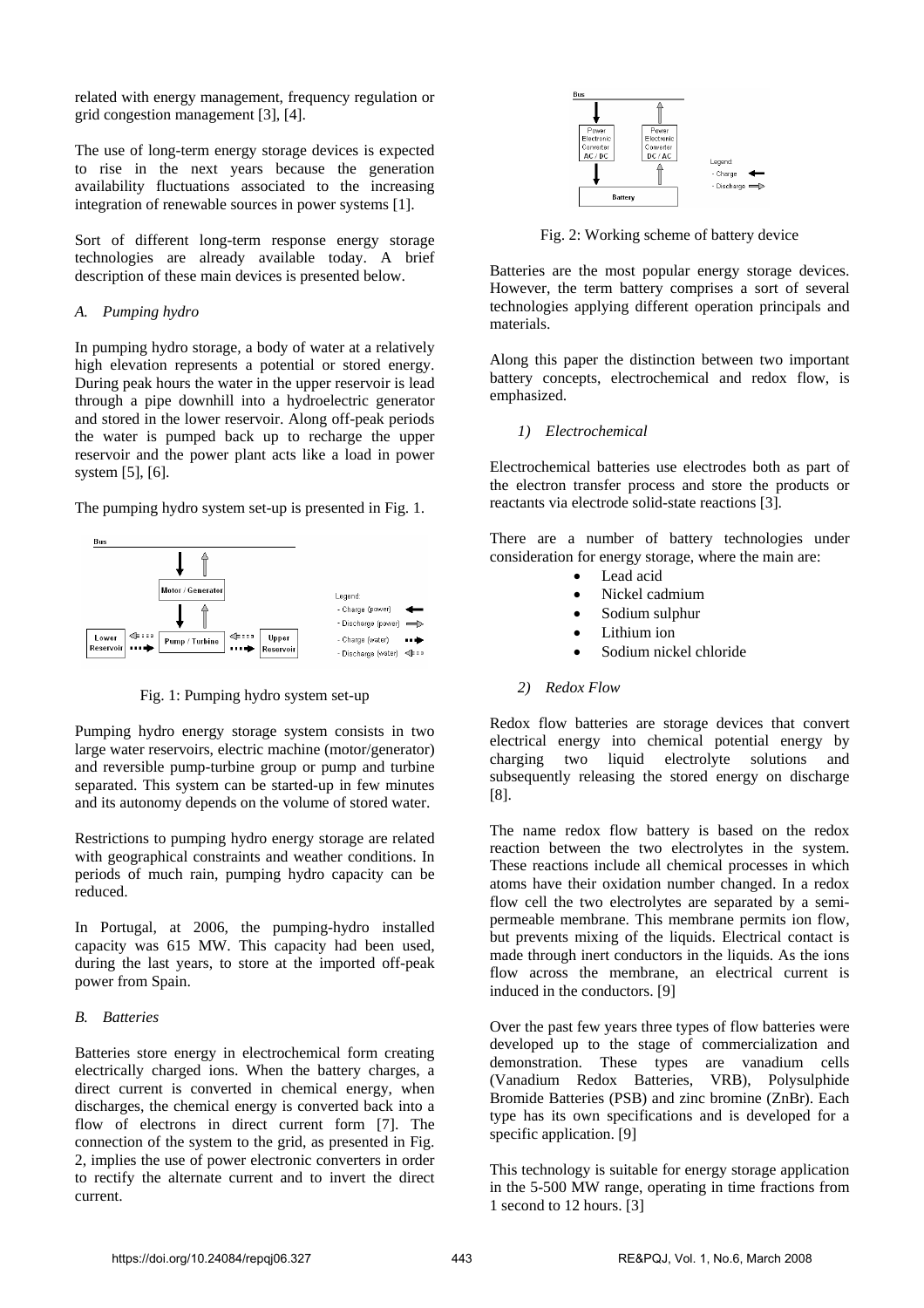related with energy management, frequency regulation or grid congestion management [3], [4].

The use of long-term energy storage devices is expected to rise in the next years because the generation availability fluctuations associated to the increasing integration of renewable sources in power systems [1].

Sort of different long-term response energy storage technologies are already available today. A brief description of these main devices is presented below.

### *A. Pumping hydro*

In pumping hydro storage, a body of water at a relatively high elevation represents a potential or stored energy. During peak hours the water in the upper reservoir is lead through a pipe downhill into a hydroelectric generator and stored in the lower reservoir. Along off-peak periods the water is pumped back up to recharge the upper reservoir and the power plant acts like a load in power system [5], [6].

The pumping hydro system set-up is presented in Fig. 1.

Fig. 1: Pumping hydro system set-up

Pumping hydro energy storage system consists in two large water reservoirs, electric machine (motor/generator) and reversible pump-turbine group or pump and turbine separated. This system can be started-up in few minutes and its autonomy depends on the volume of stored water.

Restrictions to pumping hydro energy storage are related with geographical constraints and weather conditions. In periods of much rain, pumping hydro capacity can be reduced.

In Portugal, at 2006, the pumping-hydro installed capacity was 615 MW. This capacity had been used, during the last years, to store at the imported off-peak power from Spain.

### *B. Batteries*

Batteries store energy in electrochemical form creating electrically charged ions. When the battery charges, a direct current is converted in chemical energy, when discharges, the chemical energy is converted back into a flow of electrons in direct current form [7]. The connection of the system to the grid, as presented in Fig. 2, implies the use of power electronic converters in order to rectify the alternate current and to invert the direct current.

Fig. 2: Working scheme of battery device

Batteries are the most popular energy storage devices. However, the term battery comprises a sort of several technologies applying different operation principals and materials.

Along this paper the distinction between two important battery concepts, electrochemical and redox flow, is emphasized.

#### *1) Electrochemical*

Electrochemical batteries use electrodes both as part of the electron transfer process and store the products or reactants via electrode solid-state reactions [3].

There are a number of battery technologies under consideration for energy storage, where the main are:

- Lead acid
- Nickel cadmium
- Sodium sulphur
- Lithium ion
- Sodium nickel chloride

#### *2) Redox Flow*

Redox flow batteries are storage devices that convert electrical energy into chemical potential energy by charging two liquid electrolyte solutions and subsequently releasing the stored energy on discharge [8].

The name redox flow battery is based on the redox reaction between the two electrolytes in the system. These reactions include all chemical processes in which atoms have their oxidation number changed. In a redox flow cell the two electrolytes are separated by a semi-permeable membrane. This membrane permits ion flow, but prevents mixing of the liquids. Electrical contact is made through inert conductors in the liquids. As the ions flow across the membrane, an electrical current is induced in the conductors. [9]

Over the past few years three types of flow batteries were developed up to the stage of commercialization and demonstration. These types are vanadium cells (Vanadium Redox Batteries, VRB), Polysulphide Bromide Batteries (PSB) and zinc bromine (ZnBr). Each type has its own specifications and is developed for a specific application. [9]

This technology is suitable for energy storage application in the 5-500 MW range, operating in time fractions from 1 second to 12 hours. [3]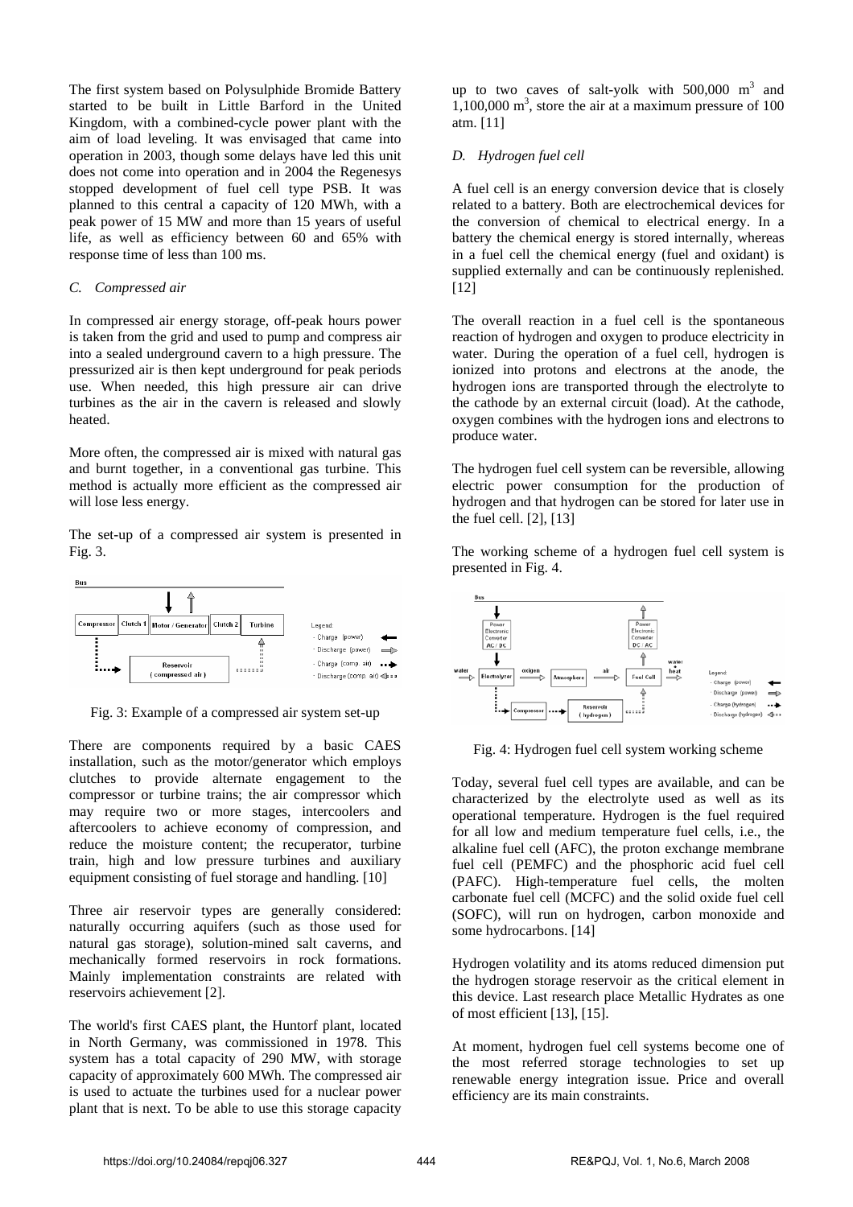The first system based on Polysulphide Bromide Battery started to be built in Little Barford in the United Kingdom, with a combined-cycle power plant with the aim of load leveling. It was envisaged that came into operation in 2003, though some delays have led this unit does not come into operation and in 2004 the Regenesys stopped development of fuel cell type PSB. It was planned to this central a capacity of 120 MWh, with a peak power of 15 MW and more than 15 years of useful life, as well as efficiency between 60 and 65% with response time of less than 100 ms.

### *C. Compressed air*

In compressed air energy storage, off-peak hours power is taken from the grid and used to pump and compress air into a sealed underground cavern to a high pressure. The pressurized air is then kept underground for peak periods use. When needed, this high pressure air can drive turbines as the air in the cavern is released and slowly heated.

More often, the compressed air is mixed with natural gas and burnt together, in a conventional gas turbine. This method is actually more efficient as the compressed air will lose less energy.

The set-up of a compressed air system is presented in Fig. 3.

Fig. 3: Example of a compressed air system set-up

There are components required by a basic CAES installation, such as the motor/generator which employs clutches to provide alternate engagement to the compressor or turbine trains; the air compressor which may require two or more stages, intercoolers and aftercoolers to achieve economy of compression, and reduce the moisture content; the recuperator, turbine train, high and low pressure turbines and auxiliary equipment consisting of fuel storage and handling. [10]

Three air reservoir types are generally considered: naturally occurring aquifers (such as those used for natural gas storage), solution-mined salt caverns, and mechanically formed reservoirs in rock formations. Mainly implementation constraints are related with reservoirs achievement [2].

The world's first CAES plant, the Huntorf plant, located in North Germany, was commissioned in 1978. This system has a total capacity of 290 MW, with storage capacity of approximately 600 MWh. The compressed air is used to actuate the turbines used for a nuclear power plant that is next. To be able to use this storage capacity up to two caves of salt-yolk with 500,000 $m^3$ and 1,100,000 $m^3$, store the air at a maximum pressure of 100 atm. [11]

### *D. Hydrogen fuel cell*

A fuel cell is an energy conversion device that is closely related to a battery. Both are electrochemical devices for the conversion of chemical to electrical energy. In a battery the chemical energy is stored internally, whereas in a fuel cell the chemical energy (fuel and oxidant) is supplied externally and can be continuously replenished. [12]

The overall reaction in a fuel cell is the spontaneous reaction of hydrogen and oxygen to produce electricity in water. During the operation of a fuel cell, hydrogen is ionized into protons and electrons at the anode, the hydrogen ions are transported through the electrolyte to the cathode by an external circuit (load). At the cathode, oxygen combines with the hydrogen ions and electrons to produce water.

The hydrogen fuel cell system can be reversible, allowing electric power consumption for the production of hydrogen and that hydrogen can be stored for later use in the fuel cell. [2], [13]

The working scheme of a hydrogen fuel cell system is presented in Fig. 4.

Fig. 4: Hydrogen fuel cell system working scheme

Today, several fuel cell types are available, and can be characterized by the electrolyte used as well as its operational temperature. Hydrogen is the fuel required for all low and medium temperature fuel cells, i.e., the alkaline fuel cell (AFC), the proton exchange membrane fuel cell (PEMFC) and the phosphoric acid fuel cell (PAFC). High-temperature fuel cells, the molten carbonate fuel cell (MCFC) and the solid oxide fuel cell (SOFC), will run on hydrogen, carbon monoxide and some hydrocarbons. [14]

Hydrogen volatility and its atoms reduced dimension put the hydrogen storage reservoir as the critical element in this device. Last research place Metallic Hydrates as one of most efficient [13], [15].

At moment, hydrogen fuel cell systems become one of the most referred storage technologies to set up renewable energy integration issue. Price and overall efficiency are its main constraints.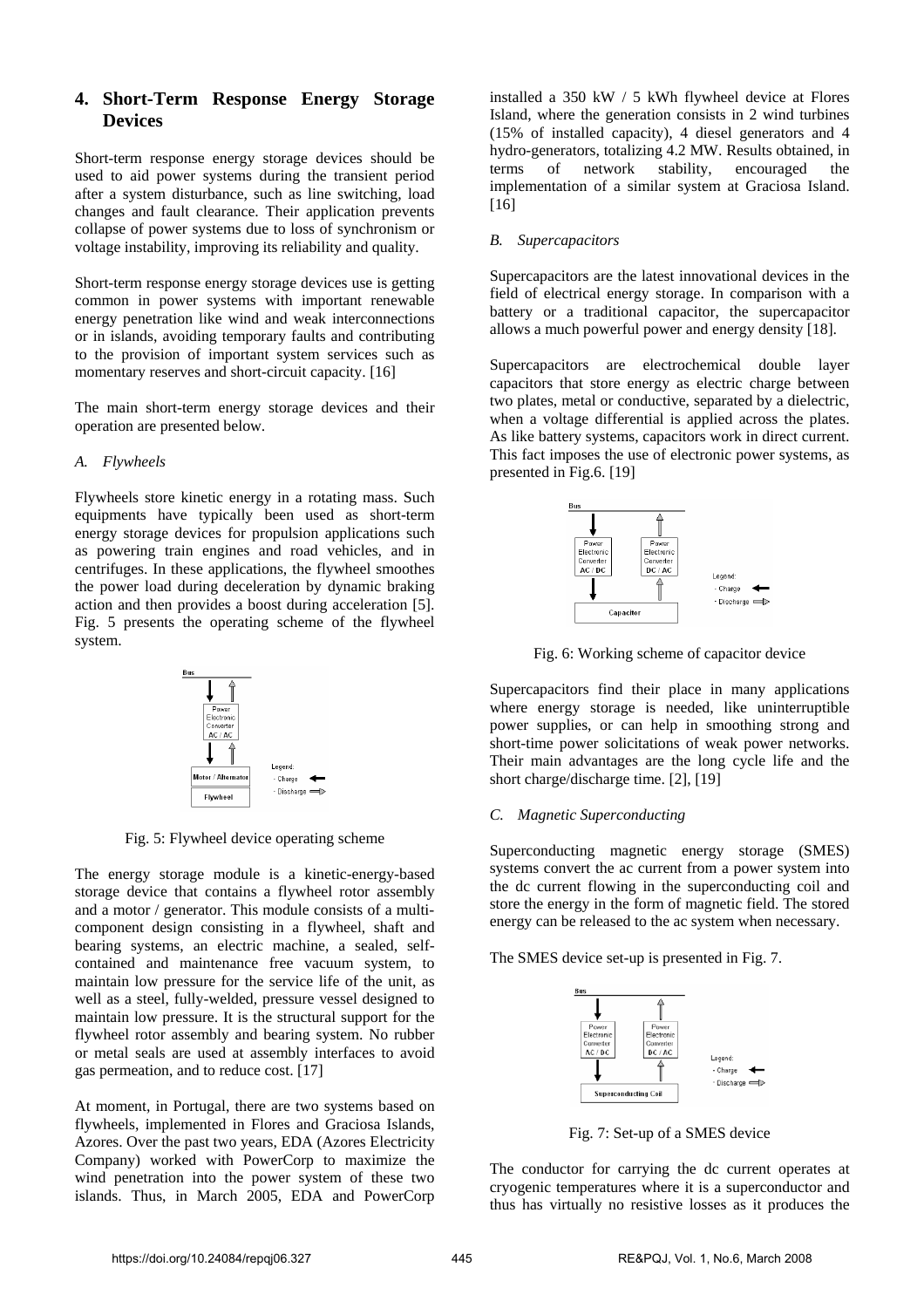## 4. Short-Term Response Energy Storage Devices

Short-term response energy storage devices should be used to aid power systems during the transient period after a system disturbance, such as line switching, load changes and fault clearance. Their application prevents collapse of power systems due to loss of synchronism or voltage instability, improving its reliability and quality.

Short-term response energy storage devices use is getting common in power systems with important renewable energy penetration like wind and weak interconnections or in islands, avoiding temporary faults and contributing to the provision of important system services such as momentary reserves and short-circuit capacity. [16]

The main short-term energy storage devices and their operation are presented below.

### *A. Flywheels*

Flywheels store kinetic energy in a rotating mass. Such equipments have typically been used as short-term energy storage devices for propulsion applications such as powering train engines and road vehicles, and in centrifuges. In these applications, the flywheel smoothes the power load during deceleration by dynamic braking action and then provides a boost during acceleration [5]. Fig. 5 presents the operating scheme of the flywheel system.

Fig. 5: Flywheel device operating scheme

The energy storage module is a kinetic-energy-based storage device that contains a flywheel rotor assembly and a motor / generator. This module consists of a multi-component design consisting in a flywheel, shaft and bearing systems, an electric machine, a sealed, self-contained and maintenance free vacuum system, to maintain low pressure for the service life of the unit, as well as a steel, fully-welded, pressure vessel designed to maintain low pressure. It is the structural support for the flywheel rotor assembly and bearing system. No rubber or metal seals are used at assembly interfaces to avoid gas permeation, and to reduce cost. [17]

At moment, in Portugal, there are two systems based on flywheels, implemented in Flores and Graciosa Islands, Azores. Over the past two years, EDA (Azores Electricity Company) worked with PowerCorp to maximize the wind penetration into the power system of these two islands. Thus, in March 2005, EDA and PowerCorp installed a 350 kW / 5 kWh flywheel device at Flores Island, where the generation consists in 2 wind turbines (15% of installed capacity), 4 diesel generators and 4 hydro-generators, totalizing 4.2 MW. Results obtained, in terms of network stability, encouraged the implementation of a similar system at Graciosa Island. [16]

### *B. Supercapacitors*

Supercapacitors are the latest innovational devices in the field of electrical energy storage. In comparison with a battery or a traditional capacitor, the supercapacitor allows a much powerful power and energy density [18].

Supercapacitors are electrochemical double layer capacitors that store energy as electric charge between two plates, metal or conductive, separated by a dielectric, when a voltage differential is applied across the plates. As like battery systems, capacitors work in direct current. This fact imposes the use of electronic power systems, as presented in Fig.6. [19]

Fig. 6: Working scheme of capacitor device

Supercapacitors find their place in many applications where energy storage is needed, like uninterruptible power supplies, or can help in smoothing strong and short-time power solicitations of weak power networks. Their main advantages are the long cycle life and the short charge/discharge time. [2], [19]

### *C. Magnetic Superconducting*

Superconducting magnetic energy storage (SMES) systems convert the ac current from a power system into the dc current flowing in the superconducting coil and store the energy in the form of magnetic field. The stored energy can be released to the ac system when necessary.

The SMES device set-up is presented in Fig. 7.

Fig. 7: Set-up of a SMES device

The conductor for carrying the dc current operates at cryogenic temperatures where it is a superconductor and thus has virtually no resistive losses as it produces the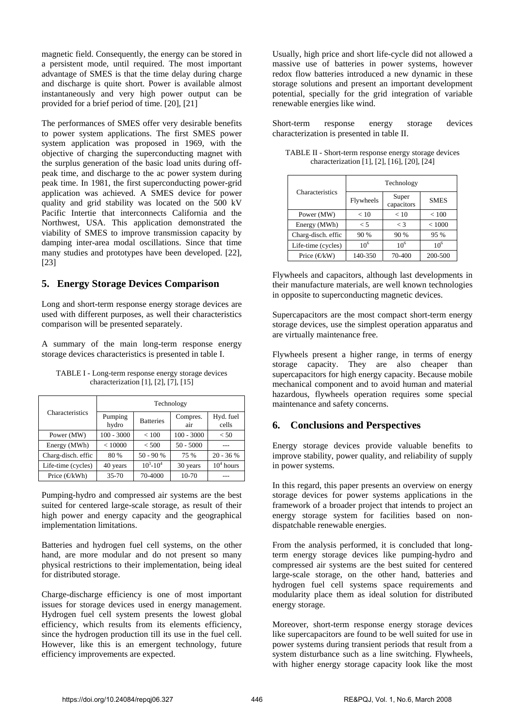magnetic field. Consequently, the energy can be stored in a persistent mode, until required. The most important advantage of SMES is that the time delay during charge and discharge is quite short. Power is available almost instantaneously and very high power output can be provided for a brief period of time. [20], [21]

The performances of SMES offer very desirable benefits to power system applications. The first SMES power system application was proposed in 1969, with the objective of charging the superconducting magnet with the surplus generation of the basic load units during off-peak time, and discharge to the ac power system during peak time. In 1981, the first superconducting power-grid application was achieved. A SMES device for power quality and grid stability was located on the 500 kV Pacific Intertie that interconnects California and the Northwest, USA. This application demonstrated the viability of SMES to improve transmission capacity by damping inter-area modal oscillations. Since that time many studies and prototypes have been developed. [22], [23]

## 5. Energy Storage Devices Comparison

Long and short-term response energy storage devices are used with different purposes, as well their characteristics comparison will be presented separately.

A summary of the main long-term response energy storage devices characteristics is presented in table I.

TABLE I - Long-term response energy storage devices characterization [1], [2], [7], [15]

| Characteristics | Technology | | | |
|---|---|---|---|---|
| | Pumping hydro | Batteries | Compres. air | Hyd. fuel cells |
| Power (MW) | 100 - 3000 | < 100 | 100 - 3000 | < 50 |
| Energy (MWh) | < 10000 | < 500 | 50 - 5000 | --- |
| Charg-disch. effic | 80 % | 50 - 90 % | 75 % | 20 - 36 % |
| Life-time (cycles) | 40 years | $10^3$-$10^4$ | 30 years | $10^4$ hours |
| Price (€/kWh) | 35-70 | 70-4000 | 10-70 | --- |

Pumping-hydro and compressed air systems are the best suited for centered large-scale storage, as result of their high power and energy capacity and the geographical implementation limitations.

Batteries and hydrogen fuel cell systems, on the other hand, are more modular and do not present so many physical restrictions to their implementation, being ideal for distributed storage.

Charge-discharge efficiency is one of most important issues for storage devices used in energy management. Hydrogen fuel cell system presents the lowest global efficiency, which results from its elements efficiency, since the hydrogen production till its use in the fuel cell. However, like this is an emergent technology, future efficiency improvements are expected.

Usually, high price and short life-cycle did not allowed a massive use of batteries in power systems, however redox flow batteries introduced a new dynamic in these storage solutions and present an important development potential, specially for the grid integration of variable renewable energies like wind.

Short-term response energy storage devices characterization is presented in table II.

TABLE II - Short-term response energy storage devices characterization [1], [2], [16], [20], [24]

| Characteristics | Technology | | |
|---|---|---|---|
| | Flywheels | Super capacitors | SMES |
| Power (MW) | < 10 | < 10 | < 100 |
| Energy (MWh) | < 5 | < 3 | < 1000 |
| Charg-disch. effic | 90 % | 90 % | 95 % |
| Life-time (cycles) | $10^6$ | $10^6$ | $10^6$ |
| Price (€/kW) | 140-350 | 70-400 | 200-500 |

Flywheels and capacitors, although last developments in their manufacture materials, are well known technologies in opposite to superconducting magnetic devices.

Supercapacitors are the most compact short-term energy storage devices, use the simplest operation apparatus and are virtually maintenance free.

Flywheels present a higher range, in terms of energy storage capacity. They are also cheaper than supercapacitors for high energy capacity. Because mobile mechanical component and to avoid human and material hazardous, flywheels operation requires some special maintenance and safety concerns.

## 6. Conclusions and Perspectives

Energy storage devices provide valuable benefits to improve stability, power quality, and reliability of supply in power systems.

In this regard, this paper presents an overview on energy storage devices for power systems applications in the framework of a broader project that intends to project an energy storage system for facilities based on non-dispatchable renewable energies.

From the analysis performed, it is concluded that long-term energy storage devices like pumping-hydro and compressed air systems are the best suited for centered large-scale storage, on the other hand, batteries and hydrogen fuel cell systems space requirements and modularity place them as ideal solution for distributed energy storage.

Moreover, short-term response energy storage devices like supercapacitors are found to be well suited for use in power systems during transient periods that result from a system disturbance such as a line switching. Flywheels, with higher energy storage capacity look like the most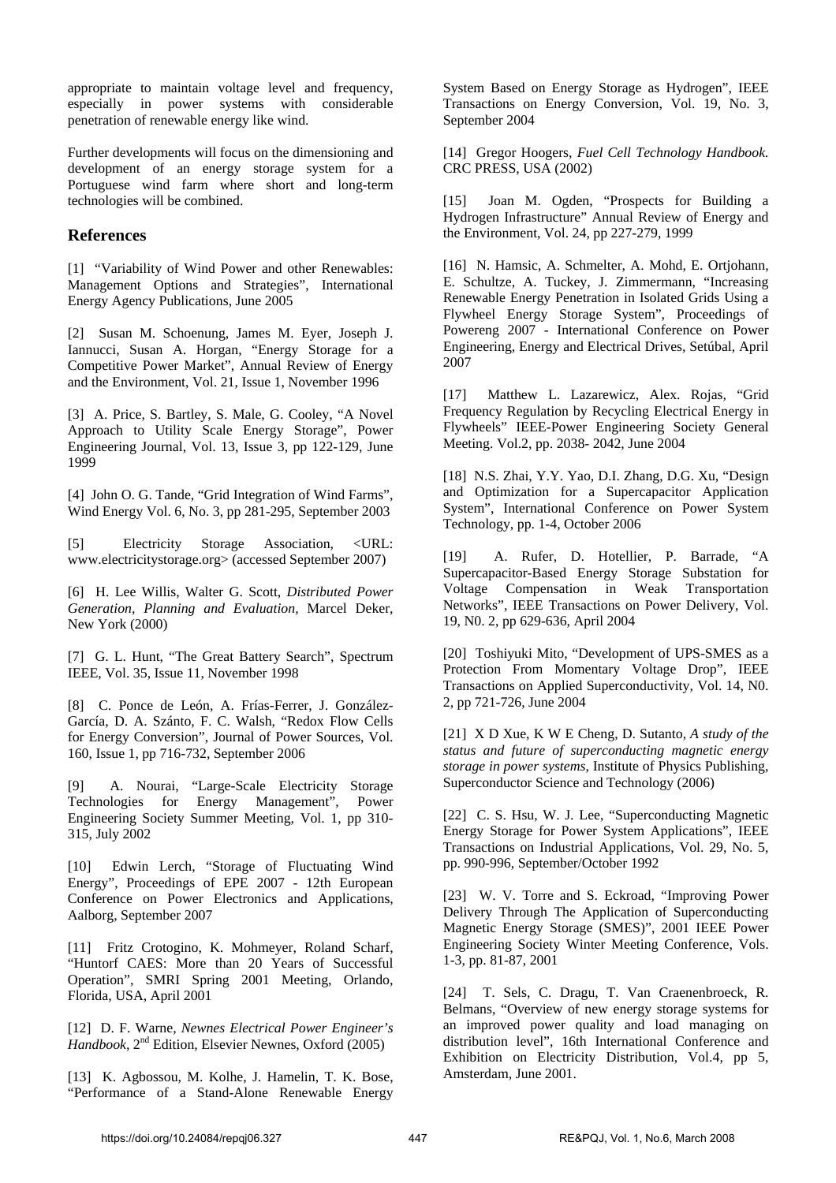appropriate to maintain voltage level and frequency, especially in power systems with considerable penetration of renewable energy like wind.

Further developments will focus on the dimensioning and development of an energy storage system for a Portuguese wind farm where short and long-term technologies will be combined.

## References

[1] "Variability of Wind Power and other Renewables: Management Options and Strategies", International Energy Agency Publications, June 2005

[2] Susan M. Schoenung, James M. Eyer, Joseph J. Iannucci, Susan A. Horgan, "Energy Storage for a Competitive Power Market", Annual Review of Energy and the Environment, Vol. 21, Issue 1, November 1996

[3] A. Price, S. Bartley, S. Male, G. Cooley, "A Novel Approach to Utility Scale Energy Storage", Power Engineering Journal, Vol. 13, Issue 3, pp 122-129, June 1999

[4] John O. G. Tande, "Grid Integration of Wind Farms", Wind Energy Vol. 6, No. 3, pp 281-295, September 2003

[5] Electricity Storage Association, <URL: www.electricitystorage.org> (accessed September 2007)

[6] H. Lee Willis, Walter G. Scott, *Distributed Power Generation, Planning and Evaluation*, Marcel Deker, New York (2000)

[7] G. L. Hunt, "The Great Battery Search", Spectrum IEEE, Vol. 35, Issue 11, November 1998

[8] C. Ponce de León, A. Frías-Ferrer, J. González-García, D. A. Szánto, F. C. Walsh, "Redox Flow Cells for Energy Conversion", Journal of Power Sources, Vol. 160, Issue 1, pp 716-732, September 2006

[9] A. Nourai, "Large-Scale Electricity Storage Technologies for Energy Management", Power Engineering Society Summer Meeting, Vol. 1, pp 310-315, July 2002

[10] Edwin Lerch, "Storage of Fluctuating Wind Energy", Proceedings of EPE 2007 - 12th European Conference on Power Electronics and Applications, Aalborg, September 2007

[11] Fritz Crotogino, K. Mohmeyer, Roland Scharf, "Huntorf CAES: More than 20 Years of Successful Operation", SMRI Spring 2001 Meeting, Orlando, Florida, USA, April 2001

[12] D. F. Warne, *Newnes Electrical Power Engineer's Handbook*, 2nd Edition, Elsevier Newnes, Oxford (2005)

[13] K. Agbossou, M. Kolhe, J. Hamelin, T. K. Bose, "Performance of a Stand-Alone Renewable Energy System Based on Energy Storage as Hydrogen", IEEE Transactions on Energy Conversion, Vol. 19, No. 3, September 2004

[14] Gregor Hoogers, *Fuel Cell Technology Handbook*. CRC PRESS, USA (2002)

[15] Joan M. Ogden, "Prospects for Building a Hydrogen Infrastructure" Annual Review of Energy and the Environment, Vol. 24, pp 227-279, 1999

[16] N. Hamsic, A. Schmelter, A. Mohd, E. Ortjohann, E. Schultze, A. Tuckey, J. Zimmermann, "Increasing Renewable Energy Penetration in Isolated Grids Using a Flywheel Energy Storage System", Proceedings of Powereng 2007 - International Conference on Power Engineering, Energy and Electrical Drives, Setúbal, April 2007

[17] Matthew L. Lazarewicz, Alex. Rojas, "Grid Frequency Regulation by Recycling Electrical Energy in Flywheels" IEEE-Power Engineering Society General Meeting. Vol.2, pp. 2038- 2042, June 2004

[18] N.S. Zhai, Y.Y. Yao, D.I. Zhang, D.G. Xu, "Design and Optimization for a Supercapacitor Application System", International Conference on Power System Technology, pp. 1-4, October 2006

[19] A. Rufer, D. Hotellier, P. Barrade, "A Supercapacitor-Based Energy Storage Substation for Voltage Compensation in Weak Transportation Networks", IEEE Transactions on Power Delivery, Vol. 19, N0. 2, pp 629-636, April 2004

[20] Toshiyuki Mito, "Development of UPS-SMES as a Protection From Momentary Voltage Drop", IEEE Transactions on Applied Superconductivity, Vol. 14, N0. 2, pp 721-726, June 2004

[21] X D Xue, K W E Cheng, D. Sutanto, *A study of the status and future of superconducting magnetic energy storage in power systems*, Institute of Physics Publishing, Superconductor Science and Technology (2006)

[22] C. S. Hsu, W. J. Lee, "Superconducting Magnetic Energy Storage for Power System Applications", IEEE Transactions on Industrial Applications, Vol. 29, No. 5, pp. 990-996, September/October 1992

[23] W. V. Torre and S. Eckroad, "Improving Power Delivery Through The Application of Superconducting Magnetic Energy Storage (SMES)", 2001 IEEE Power Engineering Society Winter Meeting Conference, Vols. 1-3, pp. 81-87, 2001

[24] T. Sels, C. Dragu, T. Van Craenenbroeck, R. Belmans, "Overview of new energy storage systems for an improved power quality and load managing on distribution level", 16th International Conference and Exhibition on Electricity Distribution, Vol.4, pp 5, Amsterdam, June 2001.